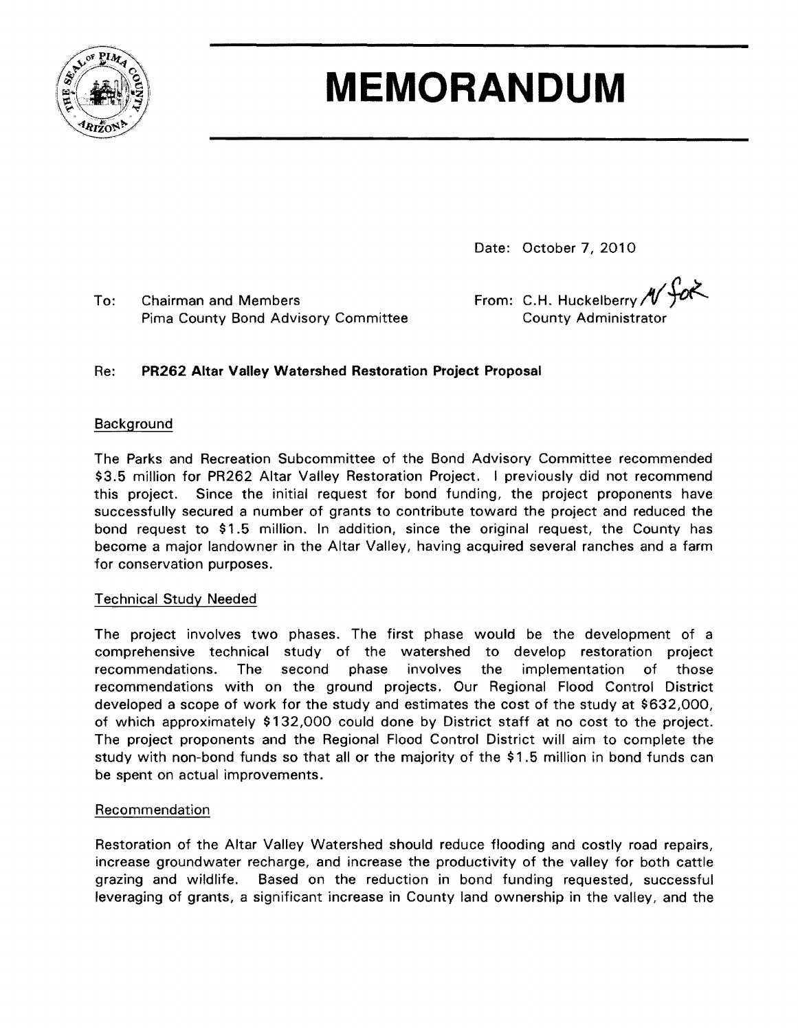# MEMORANDUM

Date: October 7, 2010

To: Chairman and Members
Pima County Bond Advisory Committee

From: C.H. Huckelberry
County Administrator

Re: **PR262 Altar Valley Watershed Restoration Project Proposal**

## Background

The Parks and Recreation Subcommittee of the Bond Advisory Committee recommended $3.5 million for PR262 Altar Valley Restoration Project. I previously did not recommend this project. Since the initial request for bond funding, the project proponents have successfully secured a number of grants to contribute toward the project and reduced the bond request to $1.5 million. In addition, since the original request, the County has become a major landowner in the Altar Valley, having acquired several ranches and a farm for conservation purposes.

## Technical Study Needed

The project involves two phases. The first phase would be the development of a comprehensive technical study of the watershed to develop restoration project recommendations. The second phase involves the implementation of those recommendations with on the ground projects. Our Regional Flood Control District developed a scope of work for the study and estimates the cost of the study at $632,000, of which approximately $132,000 could done by District staff at no cost to the project. The project proponents and the Regional Flood Control District will aim to complete the study with non-bond funds so that all or the majority of the $1.5 million in bond funds can be spent on actual improvements.

## Recommendation

Restoration of the Altar Valley Watershed should reduce flooding and costly road repairs, increase groundwater recharge, and increase the productivity of the valley for both cattle grazing and wildlife. Based on the reduction in bond funding requested, successful leveraging of grants, a significant increase in County land ownership in the valley, and the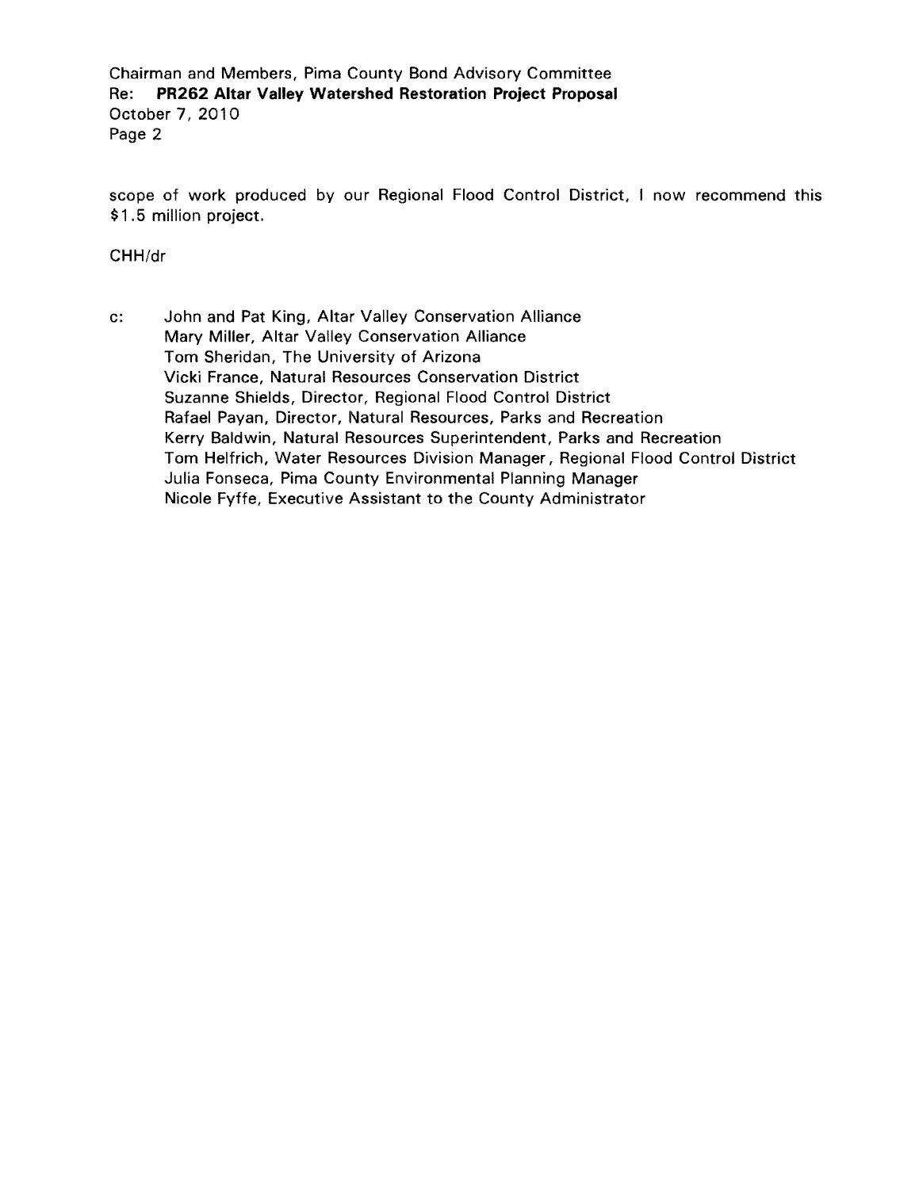scope of work produced by our Regional Flood Control District, I now recommend this $1.5 million project.

CHH/dr

c: John and Pat King, Altar Valley Conservation Alliance
Mary Miller, Altar Valley Conservation Alliance
Tom Sheridan, The University of Arizona
Vicki France, Natural Resources Conservation District
Suzanne Shields, Director, Regional Flood Control District
Rafael Payan, Director, Natural Resources, Parks and Recreation
Kerry Baldwin, Natural Resources Superintendent, Parks and Recreation
Tom Helfrich, Water Resources Division Manager, Regional Flood Control District
Julia Fonseca, Pima County Environmental Planning Manager
Nicole Fyffe, Executive Assistant to the County Administrator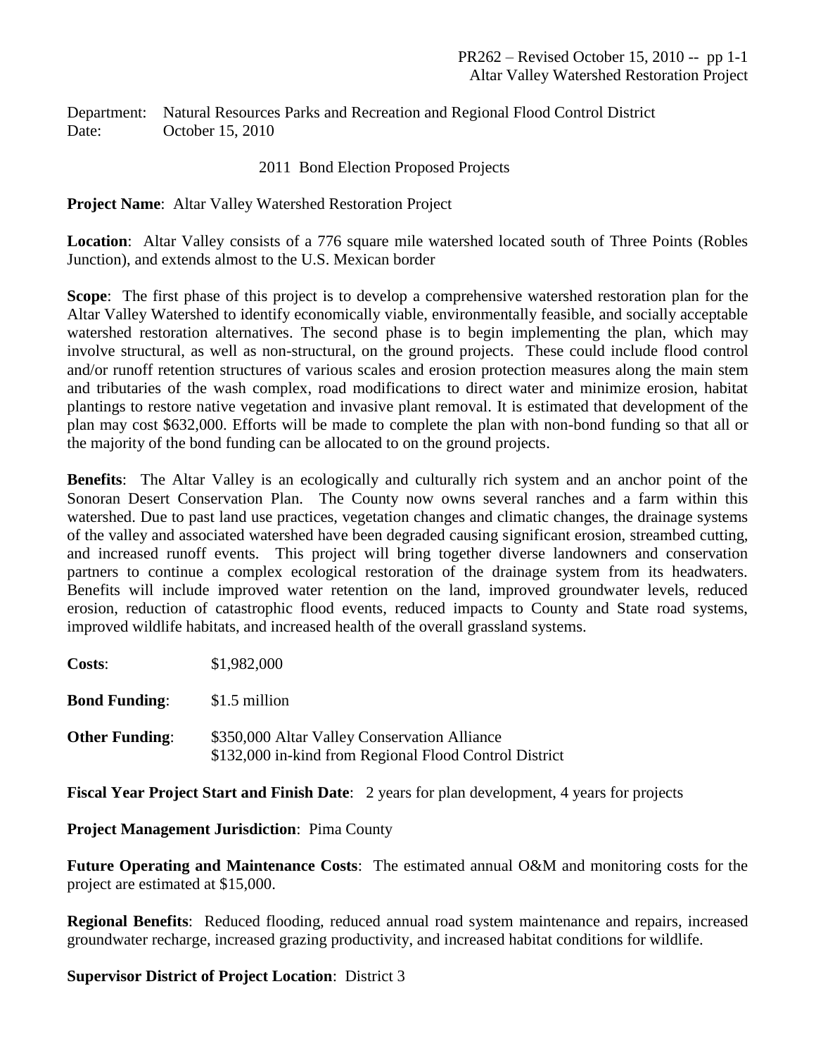Department: Natural Resources Parks and Recreation and Regional Flood Control District
Date: October 15, 2010

2011 Bond Election Proposed Projects

**Project Name**: Altar Valley Watershed Restoration Project

**Location**: Altar Valley consists of a 776 square mile watershed located south of Three Points (Robles Junction), and extends almost to the U.S. Mexican border

**Scope**: The first phase of this project is to develop a comprehensive watershed restoration plan for the Altar Valley Watershed to identify economically viable, environmentally feasible, and socially acceptable watershed restoration alternatives. The second phase is to begin implementing the plan, which may involve structural, as well as non-structural, on the ground projects. These could include flood control and/or runoff retention structures of various scales and erosion protection measures along the main stem and tributaries of the wash complex, road modifications to direct water and minimize erosion, habitat plantings to restore native vegetation and invasive plant removal. It is estimated that development of the plan may cost $632,000. Efforts will be made to complete the plan with non-bond funding so that all or the majority of the bond funding can be allocated to on the ground projects.

**Benefits**: The Altar Valley is an ecologically and culturally rich system and an anchor point of the Sonoran Desert Conservation Plan. The County now owns several ranches and a farm within this watershed. Due to past land use practices, vegetation changes and climatic changes, the drainage systems of the valley and associated watershed have been degraded causing significant erosion, streambed cutting, and increased runoff events. This project will bring together diverse landowners and conservation partners to continue a complex ecological restoration of the drainage system from its headwaters. Benefits will include improved water retention on the land, improved groundwater levels, reduced erosion, reduction of catastrophic flood events, reduced impacts to County and State road systems, improved wildlife habitats, and increased health of the overall grassland systems.

**Costs**: $1,982,000

**Bond Funding**: $1.5 million

**Other Funding**: $350,000 Altar Valley Conservation Alliance
$132,000 in-kind from Regional Flood Control District

**Fiscal Year Project Start and Finish Date**: 2 years for plan development, 4 years for projects

**Project Management Jurisdiction**: Pima County

**Future Operating and Maintenance Costs**: The estimated annual O&M and monitoring costs for the project are estimated at $15,000.

**Regional Benefits**: Reduced flooding, reduced annual road system maintenance and repairs, increased groundwater recharge, increased grazing productivity, and increased habitat conditions for wildlife.

**Supervisor District of Project Location**: District 3